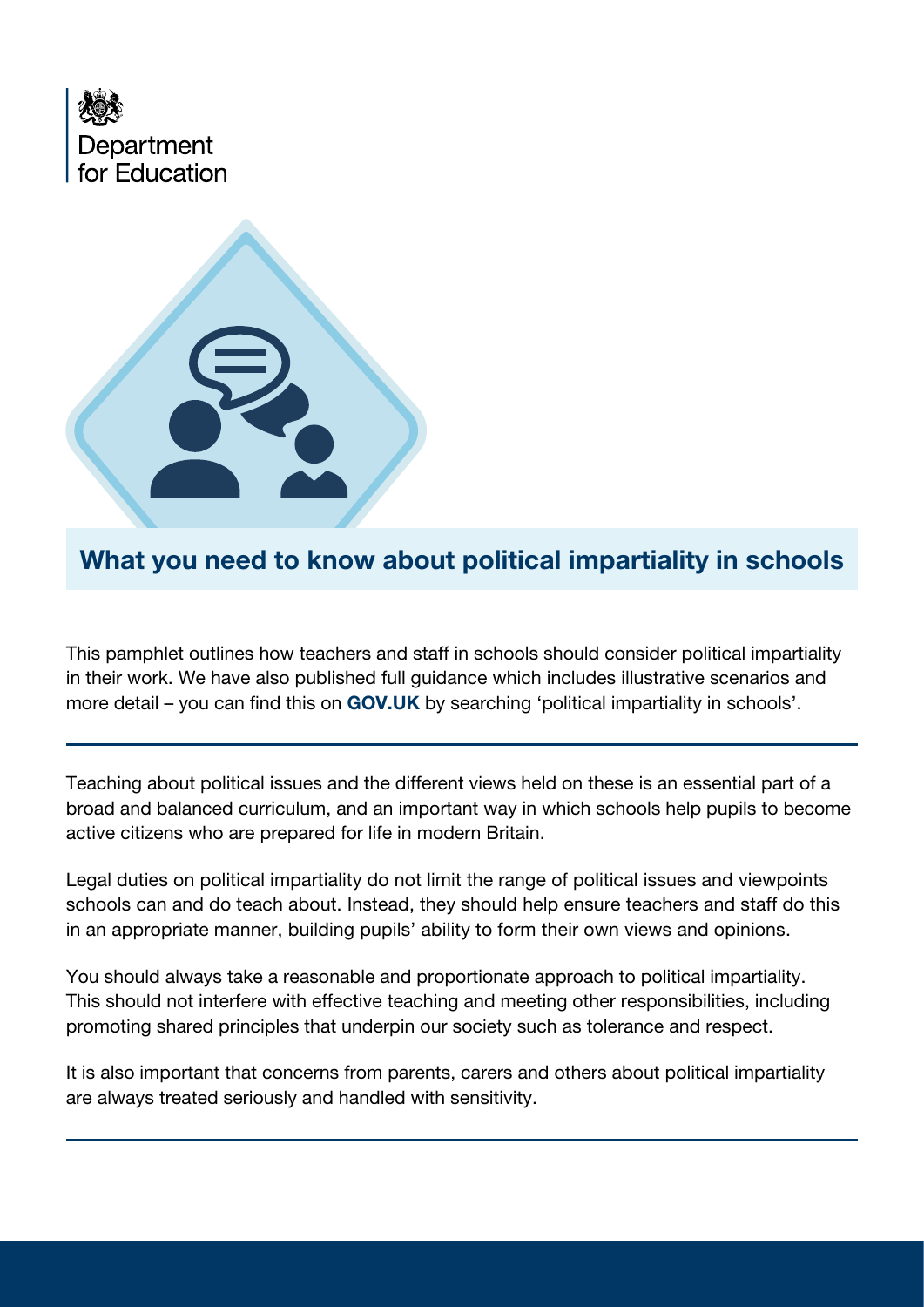Department for Education

# What you need to know about political impartiality in schools

This pamphlet outlines how teachers and staff in schools should consider political impartiality in their work. We have also published full guidance which includes illustrative scenarios and more detail – you can find this on **GOV.UK** by searching 'political impartiality in schools'.

---

Teaching about political issues and the different views held on these is an essential part of a broad and balanced curriculum, and an important way in which schools help pupils to become active citizens who are prepared for life in modern Britain.

Legal duties on political impartiality do not limit the range of political issues and viewpoints schools can and do teach about. Instead, they should help ensure teachers and staff do this in an appropriate manner, building pupils' ability to form their own views and opinions.

You should always take a reasonable and proportionate approach to political impartiality. This should not interfere with effective teaching and meeting other responsibilities, including promoting shared principles that underpin our society such as tolerance and respect.

It is also important that concerns from parents, carers and others about political impartiality are always treated seriously and handled with sensitivity.

---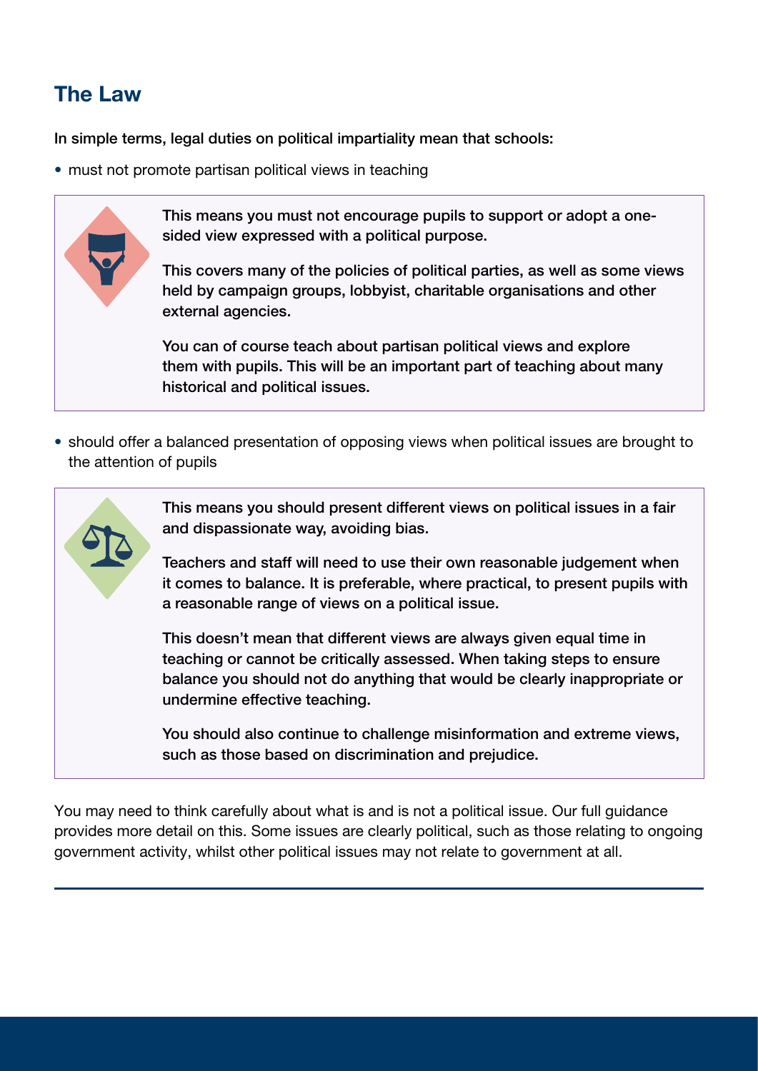## The Law

In simple terms, legal duties on political impartiality mean that schools:

- must not promote partisan political views in teaching

> This means you must not encourage pupils to support or adopt a one-sided view expressed with a political purpose.
>
> This covers many of the policies of political parties, as well as some views held by campaign groups, lobbyist, charitable organisations and other external agencies.
>
> You can of course teach about partisan political views and explore them with pupils. This will be an important part of teaching about many historical and political issues.

- should offer a balanced presentation of opposing views when political issues are brought to the attention of pupils

> This means you should present different views on political issues in a fair and dispassionate way, avoiding bias.
>
> Teachers and staff will need to use their own reasonable judgement when it comes to balance. It is preferable, where practical, to present pupils with a reasonable range of views on a political issue.
>
> This doesn't mean that different views are always given equal time in teaching or cannot be critically assessed. When taking steps to ensure balance you should not do anything that would be clearly inappropriate or undermine effective teaching.
>
> You should also continue to challenge misinformation and extreme views, such as those based on discrimination and prejudice.

You may need to think carefully about what is and is not a political issue. Our full guidance provides more detail on this. Some issues are clearly political, such as those relating to ongoing government activity, whilst other political issues may not relate to government at all.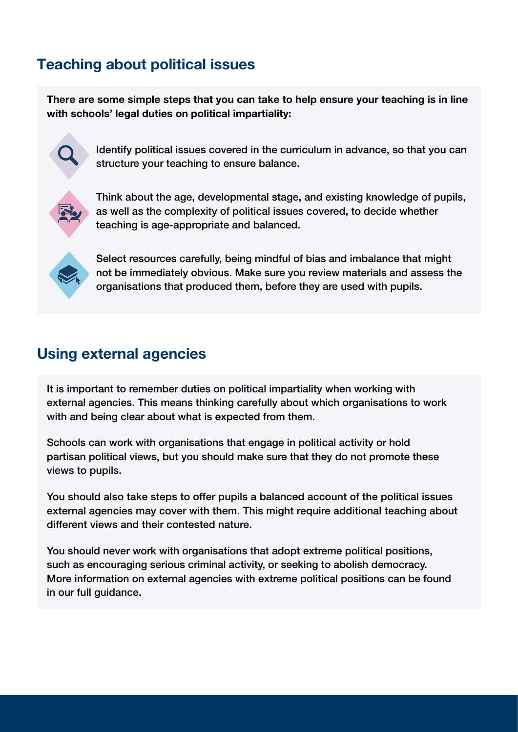## Teaching about political issues

**There are some simple steps that you can take to help ensure your teaching is in line with schools' legal duties on political impartiality:**

- Identify political issues covered in the curriculum in advance, so that you can structure your teaching to ensure balance.
- Think about the age, developmental stage, and existing knowledge of pupils, as well as the complexity of political issues covered, to decide whether teaching is age-appropriate and balanced.
- Select resources carefully, being mindful of bias and imbalance that might not be immediately obvious. Make sure you review materials and assess the organisations that produced them, before they are used with pupils.

## Using external agencies

It is important to remember duties on political impartiality when working with external agencies. This means thinking carefully about which organisations to work with and being clear about what is expected from them.

Schools can work with organisations that engage in political activity or hold partisan political views, but you should make sure that they do not promote these views to pupils.

You should also take steps to offer pupils a balanced account of the political issues external agencies may cover with them. This might require additional teaching about different views and their contested nature.

You should never work with organisations that adopt extreme political positions, such as encouraging serious criminal activity, or seeking to abolish democracy. More information on external agencies with extreme political positions can be found in our full guidance.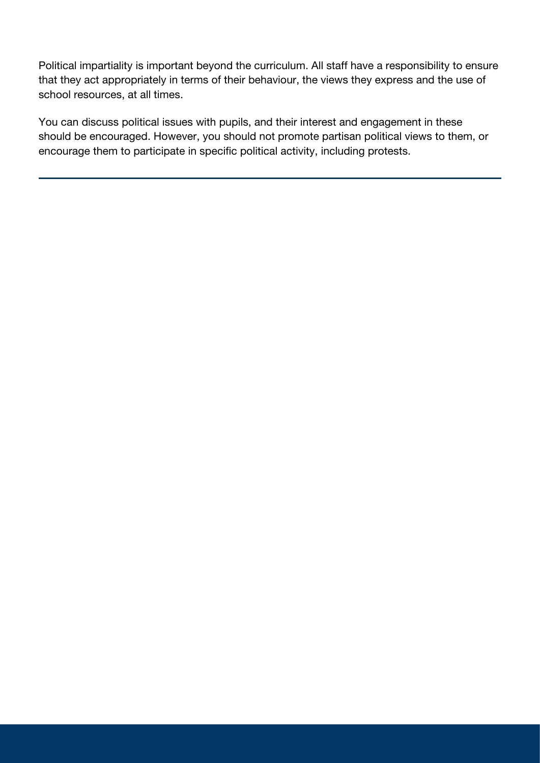Political impartiality is important beyond the curriculum. All staff have a responsibility to ensure that they act appropriately in terms of their behaviour, the views they express and the use of school resources, at all times.

You can discuss political issues with pupils, and their interest and engagement in these should be encouraged. However, you should not promote partisan political views to them, or encourage them to participate in specific political activity, including protests.